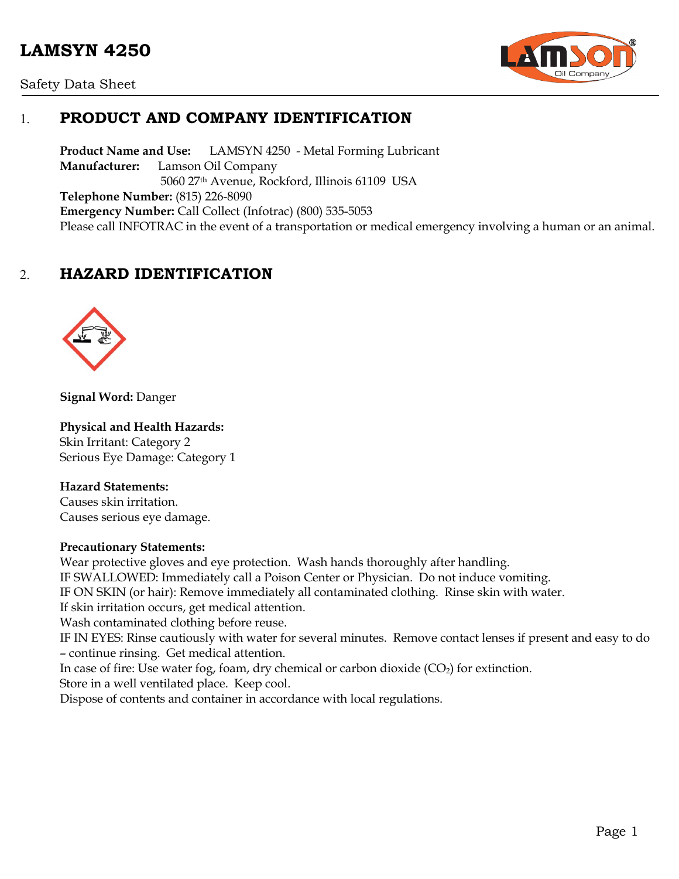# LAMSYN 4250

Safety Data Sheet

## 1. PRODUCT AND COMPANY IDENTIFICATION

**Product Name and Use:** LAMSYN 4250 - Metal Forming Lubricant
**Manufacturer:** Lamson Oil Company
5060 27th Avenue, Rockford, Illinois 61109 USA
**Telephone Number:** (815) 226-8090
**Emergency Number:** Call Collect (Infotrac) (800) 535-5053
Please call INFOTRAC in the event of a transportation or medical emergency involving a human or an animal.

## 2. HAZARD IDENTIFICATION

**Signal Word:** Danger

**Physical and Health Hazards:**
Skin Irritant: Category 2
Serious Eye Damage: Category 1

**Hazard Statements:**
Causes skin irritation.
Causes serious eye damage.

**Precautionary Statements:**
Wear protective gloves and eye protection. Wash hands thoroughly after handling.
IF SWALLOWED: Immediately call a Poison Center or Physician. Do not induce vomiting.
IF ON SKIN (or hair): Remove immediately all contaminated clothing. Rinse skin with water.
If skin irritation occurs, get medical attention.
Wash contaminated clothing before reuse.
IF IN EYES: Rinse cautiously with water for several minutes. Remove contact lenses if present and easy to do – continue rinsing. Get medical attention.
In case of fire: Use water fog, foam, dry chemical or carbon dioxide ($CO_2$) for extinction.
Store in a well ventilated place. Keep cool.
Dispose of contents and container in accordance with local regulations.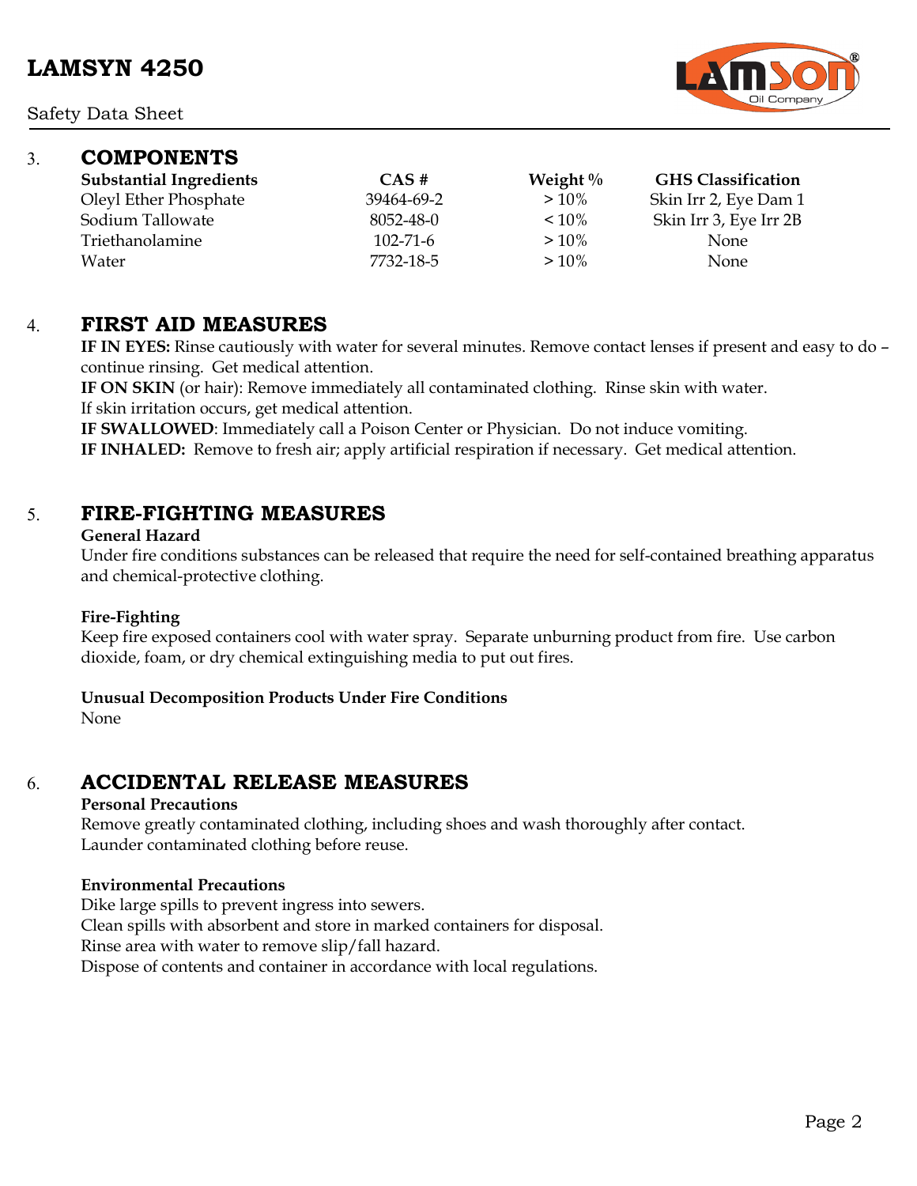## 3. COMPONENTS

| Substantial Ingredients | CAS # | Weight % | GHS Classification |
|---|---|---|---|
| Oleyl Ether Phosphate | 39464-69-2 | > 10% | Skin Irr 2, Eye Dam 1 |
| Sodium Tallowate | 8052-48-0 | < 10% | Skin Irr 3, Eye Irr 2B |
| Triethanolamine | 102-71-6 | > 10% | None |
| Water | 7732-18-5 | > 10% | None |

## 4. FIRST AID MEASURES

**IF IN EYES:** Rinse cautiously with water for several minutes. Remove contact lenses if present and easy to do – continue rinsing. Get medical attention.

**IF ON SKIN** (or hair): Remove immediately all contaminated clothing. Rinse skin with water. If skin irritation occurs, get medical attention.

**IF SWALLOWED**: Immediately call a Poison Center or Physician. Do not induce vomiting.

**IF INHALED:** Remove to fresh air; apply artificial respiration if necessary. Get medical attention.

## 5. FIRE-FIGHTING MEASURES

**General Hazard**

Under fire conditions substances can be released that require the need for self-contained breathing apparatus and chemical-protective clothing.

**Fire-Fighting**

Keep fire exposed containers cool with water spray. Separate unburning product from fire. Use carbon dioxide, foam, or dry chemical extinguishing media to put out fires.

**Unusual Decomposition Products Under Fire Conditions**

None

## 6. ACCIDENTAL RELEASE MEASURES

**Personal Precautions**

Remove greatly contaminated clothing, including shoes and wash thoroughly after contact.
Launder contaminated clothing before reuse.

**Environmental Precautions**

Dike large spills to prevent ingress into sewers.
Clean spills with absorbent and store in marked containers for disposal.
Rinse area with water to remove slip/fall hazard.
Dispose of contents and container in accordance with local regulations.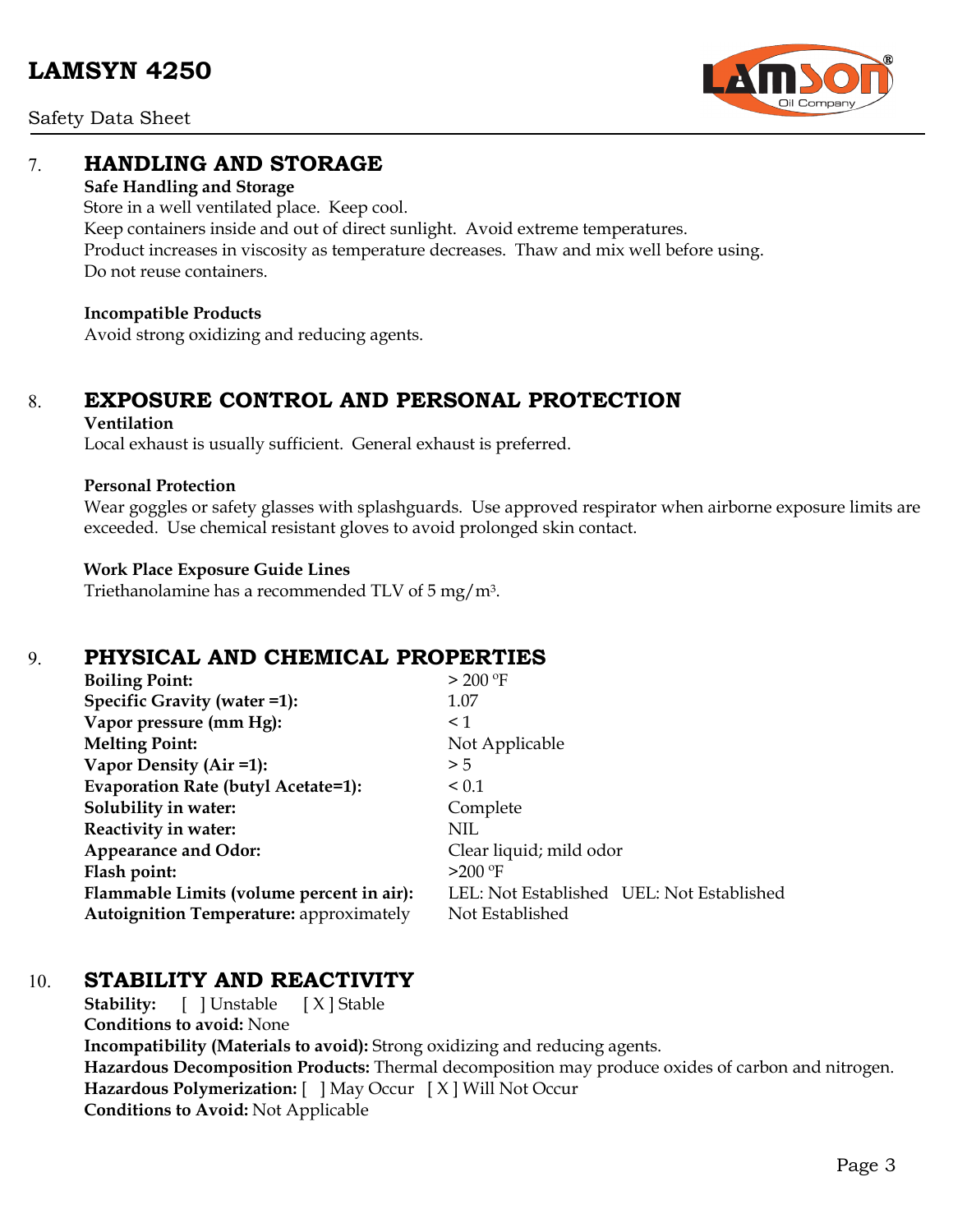## 7. HANDLING AND STORAGE

**Safe Handling and Storage**

Store in a well ventilated place. Keep cool.
Keep containers inside and out of direct sunlight. Avoid extreme temperatures.
Product increases in viscosity as temperature decreases. Thaw and mix well before using.
Do not reuse containers.

**Incompatible Products**

Avoid strong oxidizing and reducing agents.

## 8. EXPOSURE CONTROL AND PERSONAL PROTECTION

**Ventilation**

Local exhaust is usually sufficient. General exhaust is preferred.

**Personal Protection**

Wear goggles or safety glasses with splashguards. Use approved respirator when airborne exposure limits are exceeded. Use chemical resistant gloves to avoid prolonged skin contact.

**Work Place Exposure Guide Lines**

Triethanolamine has a recommended TLV of 5 $mg/m^3$.

## 9. PHYSICAL AND CHEMICAL PROPERTIES

| | |
|---|---|
| **Boiling Point:** | > 200 ºF |
| **Specific Gravity (water =1):** | 1.07 |
| **Vapor pressure (mm Hg):** | < 1 |
| **Melting Point:** | Not Applicable |
| **Vapor Density (Air =1):** | > 5 |
| **Evaporation Rate (butyl Acetate=1):** | < 0.1 |
| **Solubility in water:** | Complete |
| **Reactivity in water:** | NIL |
| **Appearance and Odor:** | Clear liquid; mild odor |
| **Flash point:** | >200 ºF |
| **Flammable Limits (volume percent in air):** | LEL: Not Established UEL: Not Established |
| **Autoignition Temperature:** approximately | Not Established |

## 10. STABILITY AND REACTIVITY

**Stability:** [ ] Unstable [ X ] Stable
**Conditions to avoid:** None
**Incompatibility (Materials to avoid):** Strong oxidizing and reducing agents.
**Hazardous Decomposition Products:** Thermal decomposition may produce oxides of carbon and nitrogen.
**Hazardous Polymerization:** [ ] May Occur [ X ] Will Not Occur
**Conditions to Avoid:** Not Applicable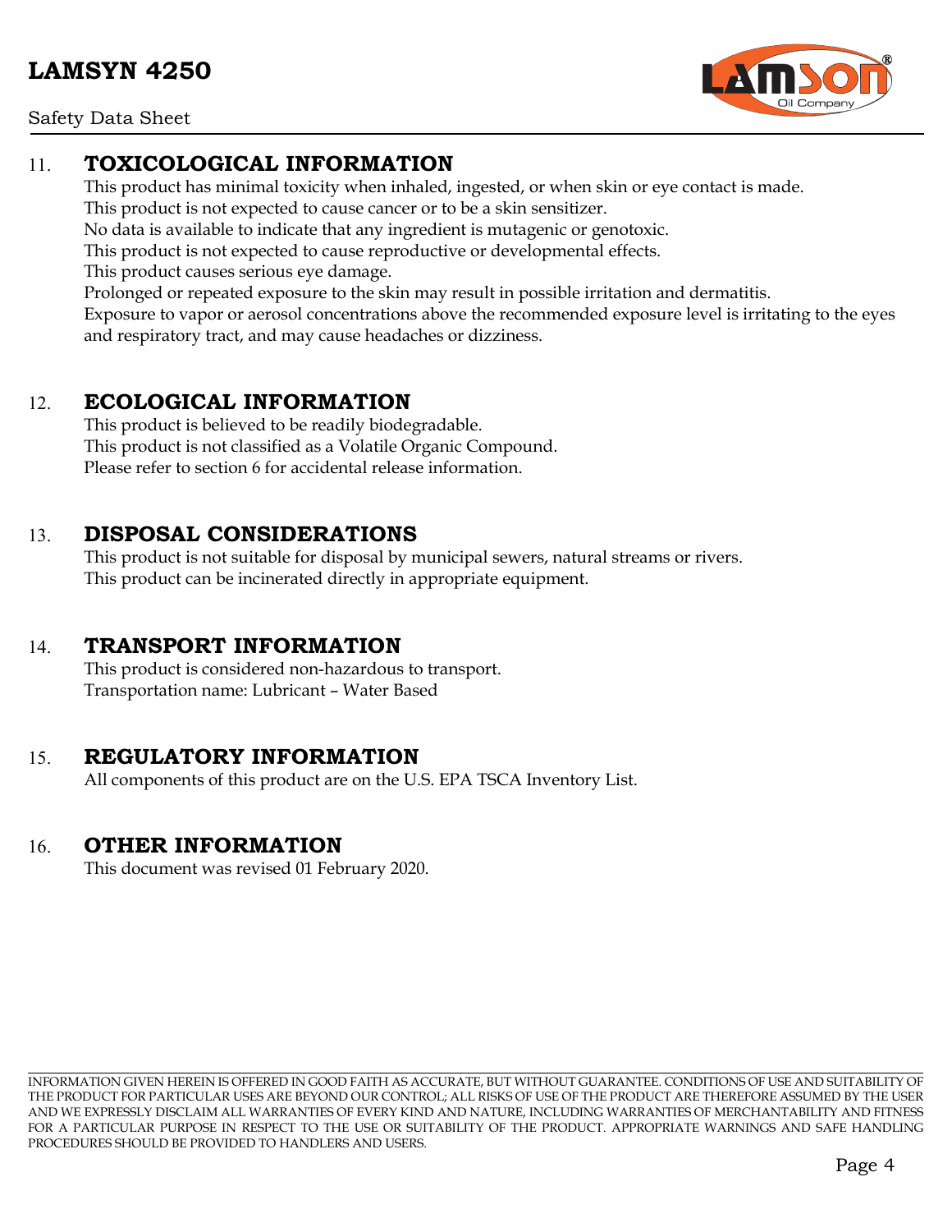## 11. TOXICOLOGICAL INFORMATION

This product has minimal toxicity when inhaled, ingested, or when skin or eye contact is made.
This product is not expected to cause cancer or to be a skin sensitizer.
No data is available to indicate that any ingredient is mutagenic or genotoxic.
This product is not expected to cause reproductive or developmental effects.
This product causes serious eye damage.
Prolonged or repeated exposure to the skin may result in possible irritation and dermatitis.
Exposure to vapor or aerosol concentrations above the recommended exposure level is irritating to the eyes and respiratory tract, and may cause headaches or dizziness.

## 12. ECOLOGICAL INFORMATION

This product is believed to be readily biodegradable.
This product is not classified as a Volatile Organic Compound.
Please refer to section 6 for accidental release information.

## 13. DISPOSAL CONSIDERATIONS

This product is not suitable for disposal by municipal sewers, natural streams or rivers.
This product can be incinerated directly in appropriate equipment.

## 14. TRANSPORT INFORMATION

This product is considered non-hazardous to transport.
Transportation name: Lubricant – Water Based

## 15. REGULATORY INFORMATION

All components of this product are on the U.S. EPA TSCA Inventory List.

## 16. OTHER INFORMATION

This document was revised 01 February 2020.

INFORMATION GIVEN HEREIN IS OFFERED IN GOOD FAITH AS ACCURATE, BUT WITHOUT GUARANTEE. CONDITIONS OF USE AND SUITABILITY OF THE PRODUCT FOR PARTICULAR USES ARE BEYOND OUR CONTROL; ALL RISKS OF USE OF THE PRODUCT ARE THEREFORE ASSUMED BY THE USER AND WE EXPRESSLY DISCLAIM ALL WARRANTIES OF EVERY KIND AND NATURE, INCLUDING WARRANTIES OF MERCHANTABILITY AND FITNESS FOR A PARTICULAR PURPOSE IN RESPECT TO THE USE OR SUITABILITY OF THE PRODUCT. APPROPRIATE WARNINGS AND SAFE HANDLING PROCEDURES SHOULD BE PROVIDED TO HANDLERS AND USERS.